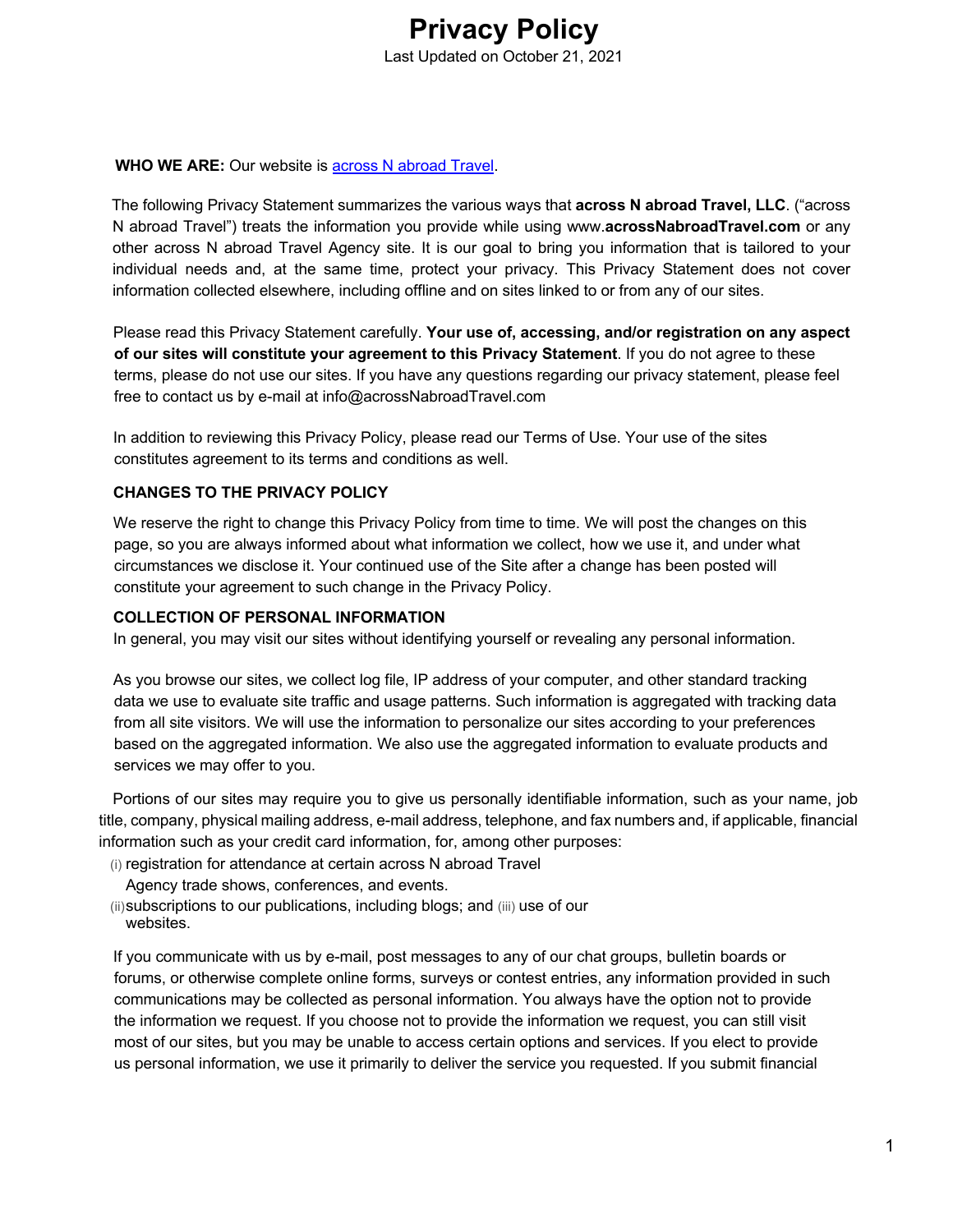# Privacy Policy

Last Updated on October 21, 2021

**WHO WE ARE:** Our website is [across N abroad Travel](#).

The following Privacy Statement summarizes the various ways that **across N abroad Travel, LLC**. ("across N abroad Travel") treats the information you provide while using www.**acrossNabroadTravel.com** or any other across N abroad Travel Agency site. It is our goal to bring you information that is tailored to your individual needs and, at the same time, protect your privacy. This Privacy Statement does not cover information collected elsewhere, including offline and on sites linked to or from any of our sites.

Please read this Privacy Statement carefully. **Your use of, accessing, and/or registration on any aspect of our sites will constitute your agreement to this Privacy Statement**. If you do not agree to these terms, please do not use our sites. If you have any questions regarding our privacy statement, please feel free to contact us by e-mail at info@acrossNabroadTravel.com

In addition to reviewing this Privacy Policy, please read our Terms of Use. Your use of the sites constitutes agreement to its terms and conditions as well.

**CHANGES TO THE PRIVACY POLICY**

We reserve the right to change this Privacy Policy from time to time. We will post the changes on this page, so you are always informed about what information we collect, how we use it, and under what circumstances we disclose it. Your continued use of the Site after a change has been posted will constitute your agreement to such change in the Privacy Policy.

**COLLECTION OF PERSONAL INFORMATION**

In general, you may visit our sites without identifying yourself or revealing any personal information.

As you browse our sites, we collect log file, IP address of your computer, and other standard tracking data we use to evaluate site traffic and usage patterns. Such information is aggregated with tracking data from all site visitors. We will use the information to personalize our sites according to your preferences based on the aggregated information. We also use the aggregated information to evaluate products and services we may offer to you.

Portions of our sites may require you to give us personally identifiable information, such as your name, job title, company, physical mailing address, e-mail address, telephone, and fax numbers and, if applicable, financial information such as your credit card information, for, among other purposes:

(i) registration for attendance at certain across N abroad Travel Agency trade shows, conferences, and events.
(ii) subscriptions to our publications, including blogs; and (iii) use of our websites.

If you communicate with us by e-mail, post messages to any of our chat groups, bulletin boards or forums, or otherwise complete online forms, surveys or contest entries, any information provided in such communications may be collected as personal information. You always have the option not to provide the information we request. If you choose not to provide the information we request, you can still visit most of our sites, but you may be unable to access certain options and services. If you elect to provide us personal information, we use it primarily to deliver the service you requested. If you submit financial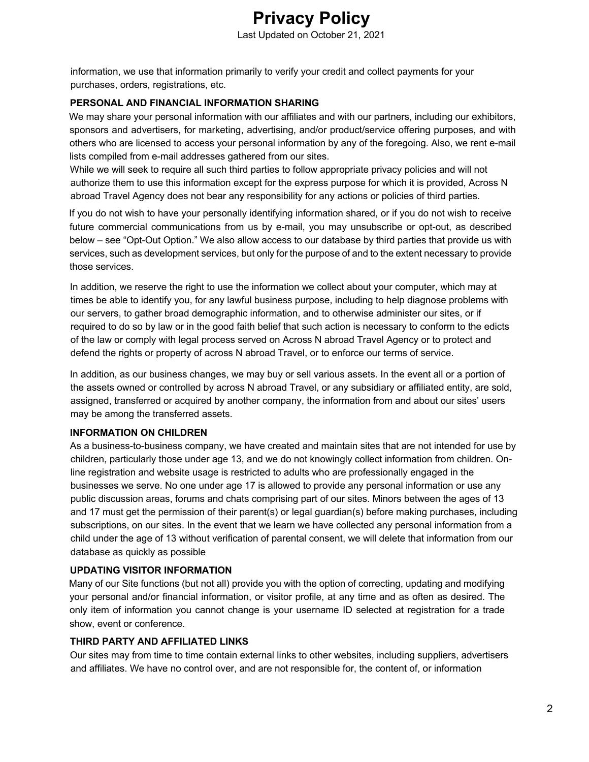information, we use that information primarily to verify your credit and collect payments for your purchases, orders, registrations, etc.

**PERSONAL AND FINANCIAL INFORMATION SHARING**

We may share your personal information with our affiliates and with our partners, including our exhibitors, sponsors and advertisers, for marketing, advertising, and/or product/service offering purposes, and with others who are licensed to access your personal information by any of the foregoing. Also, we rent e-mail lists compiled from e-mail addresses gathered from our sites.

While we will seek to require all such third parties to follow appropriate privacy policies and will not authorize them to use this information except for the express purpose for which it is provided, Across N abroad Travel Agency does not bear any responsibility for any actions or policies of third parties.

If you do not wish to have your personally identifying information shared, or if you do not wish to receive future commercial communications from us by e-mail, you may unsubscribe or opt-out, as described below – see "Opt-Out Option." We also allow access to our database by third parties that provide us with services, such as development services, but only for the purpose of and to the extent necessary to provide those services.

In addition, we reserve the right to use the information we collect about your computer, which may at times be able to identify you, for any lawful business purpose, including to help diagnose problems with our servers, to gather broad demographic information, and to otherwise administer our sites, or if required to do so by law or in the good faith belief that such action is necessary to conform to the edicts of the law or comply with legal process served on Across N abroad Travel Agency or to protect and defend the rights or property of across N abroad Travel, or to enforce our terms of service.

In addition, as our business changes, we may buy or sell various assets. In the event all or a portion of the assets owned or controlled by across N abroad Travel, or any subsidiary or affiliated entity, are sold, assigned, transferred or acquired by another company, the information from and about our sites' users may be among the transferred assets.

**INFORMATION ON CHILDREN**

As a business-to-business company, we have created and maintain sites that are not intended for use by children, particularly those under age 13, and we do not knowingly collect information from children. On-line registration and website usage is restricted to adults who are professionally engaged in the businesses we serve. No one under age 17 is allowed to provide any personal information or use any public discussion areas, forums and chats comprising part of our sites. Minors between the ages of 13 and 17 must get the permission of their parent(s) or legal guardian(s) before making purchases, including subscriptions, on our sites. In the event that we learn we have collected any personal information from a child under the age of 13 without verification of parental consent, we will delete that information from our database as quickly as possible

**UPDATING VISITOR INFORMATION**

Many of our Site functions (but not all) provide you with the option of correcting, updating and modifying your personal and/or financial information, or visitor profile, at any time and as often as desired. The only item of information you cannot change is your username ID selected at registration for a trade show, event or conference.

**THIRD PARTY AND AFFILIATED LINKS**

Our sites may from time to time contain external links to other websites, including suppliers, advertisers and affiliates. We have no control over, and are not responsible for, the content of, or information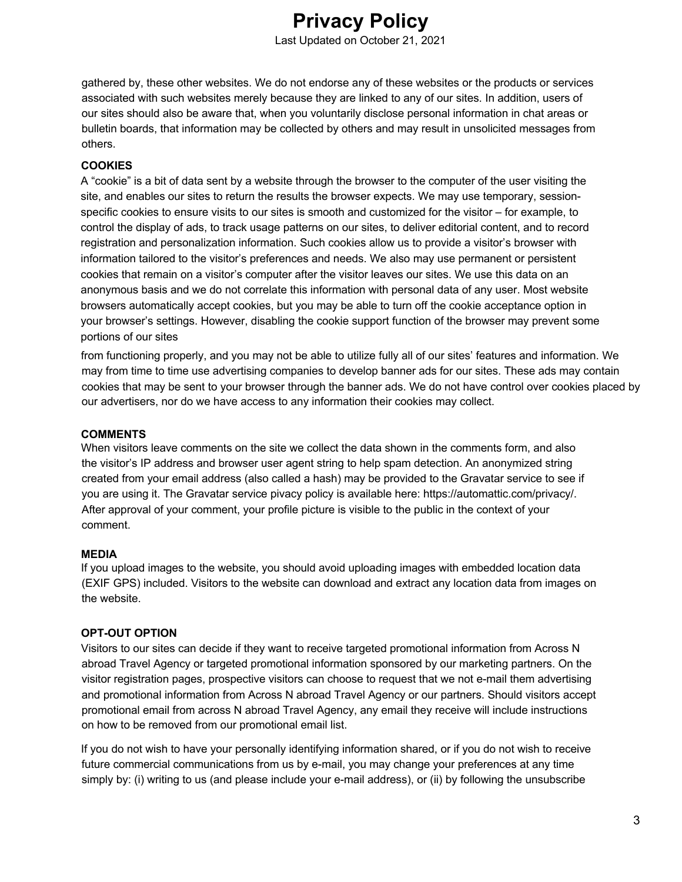gathered by, these other websites. We do not endorse any of these websites or the products or services associated with such websites merely because they are linked to any of our sites. In addition, users of our sites should also be aware that, when you voluntarily disclose personal information in chat areas or bulletin boards, that information may be collected by others and may result in unsolicited messages from others.

**COOKIES**

A "cookie" is a bit of data sent by a website through the browser to the computer of the user visiting the site, and enables our sites to return the results the browser expects. We may use temporary, session-specific cookies to ensure visits to our sites is smooth and customized for the visitor – for example, to control the display of ads, to track usage patterns on our sites, to deliver editorial content, and to record registration and personalization information. Such cookies allow us to provide a visitor's browser with information tailored to the visitor's preferences and needs. We also may use permanent or persistent cookies that remain on a visitor's computer after the visitor leaves our sites. We use this data on an anonymous basis and we do not correlate this information with personal data of any user. Most website browsers automatically accept cookies, but you may be able to turn off the cookie acceptance option in your browser's settings. However, disabling the cookie support function of the browser may prevent some portions of our sites from functioning properly, and you may not be able to utilize fully all of our sites' features and information. We may from time to time use advertising companies to develop banner ads for our sites. These ads may contain cookies that may be sent to your browser through the banner ads. We do not have control over cookies placed by our advertisers, nor do we have access to any information their cookies may collect.

**COMMENTS**

When visitors leave comments on the site we collect the data shown in the comments form, and also the visitor's IP address and browser user agent string to help spam detection. An anonymized string created from your email address (also called a hash) may be provided to the Gravatar service to see if you are using it. The Gravatar service pivacy policy is available here: https://automattic.com/privacy/. After approval of your comment, your profile picture is visible to the public in the context of your comment.

**MEDIA**

If you upload images to the website, you should avoid uploading images with embedded location data (EXIF GPS) included. Visitors to the website can download and extract any location data from images on the website.

**OPT-OUT OPTION**

Visitors to our sites can decide if they want to receive targeted promotional information from Across N abroad Travel Agency or targeted promotional information sponsored by our marketing partners. On the visitor registration pages, prospective visitors can choose to request that we not e-mail them advertising and promotional information from Across N abroad Travel Agency or our partners. Should visitors accept promotional email from across N abroad Travel Agency, any email they receive will include instructions on how to be removed from our promotional email list.

If you do not wish to have your personally identifying information shared, or if you do not wish to receive future commercial communications from us by e-mail, you may change your preferences at any time simply by: (i) writing to us (and please include your e-mail address), or (ii) by following the unsubscribe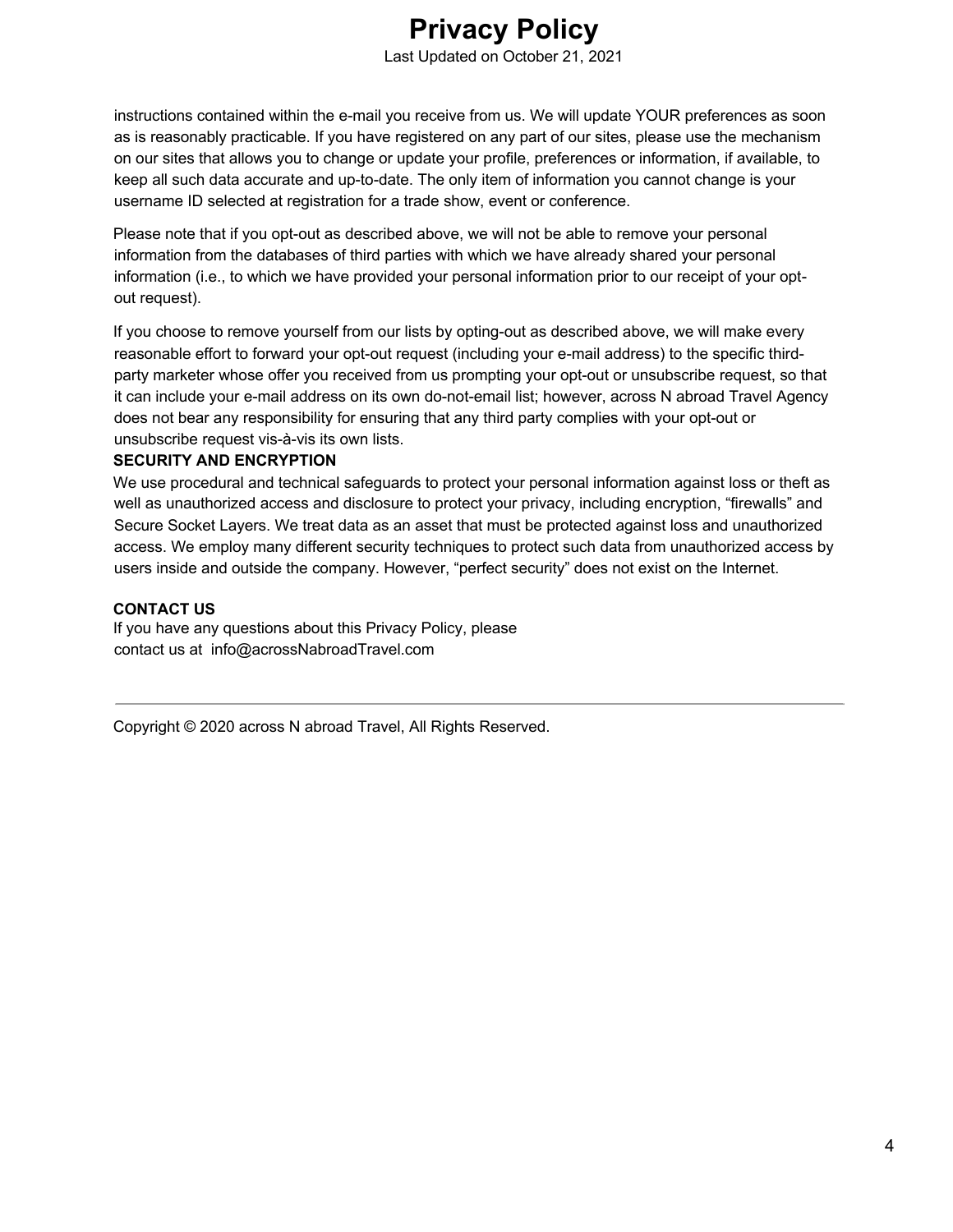instructions contained within the e-mail you receive from us. We will update YOUR preferences as soon as is reasonably practicable. If you have registered on any part of our sites, please use the mechanism on our sites that allows you to change or update your profile, preferences or information, if available, to keep all such data accurate and up-to-date. The only item of information you cannot change is your username ID selected at registration for a trade show, event or conference.

Please note that if you opt-out as described above, we will not be able to remove your personal information from the databases of third parties with which we have already shared your personal information (i.e., to which we have provided your personal information prior to our receipt of your opt-out request).

If you choose to remove yourself from our lists by opting-out as described above, we will make every reasonable effort to forward your opt-out request (including your e-mail address) to the specific third-party marketer whose offer you received from us prompting your opt-out or unsubscribe request, so that it can include your e-mail address on its own do-not-email list; however, across N abroad Travel Agency does not bear any responsibility for ensuring that any third party complies with your opt-out or unsubscribe request vis-à-vis its own lists.

**SECURITY AND ENCRYPTION**

We use procedural and technical safeguards to protect your personal information against loss or theft as well as unauthorized access and disclosure to protect your privacy, including encryption, “firewalls” and Secure Socket Layers. We treat data as an asset that must be protected against loss and unauthorized access. We employ many different security techniques to protect such data from unauthorized access by users inside and outside the company. However, “perfect security” does not exist on the Internet.

**CONTACT US**

If you have any questions about this Privacy Policy, please contact us at info@acrossNabroadTravel.com

---

Copyright © 2020 across N abroad Travel, All Rights Reserved.